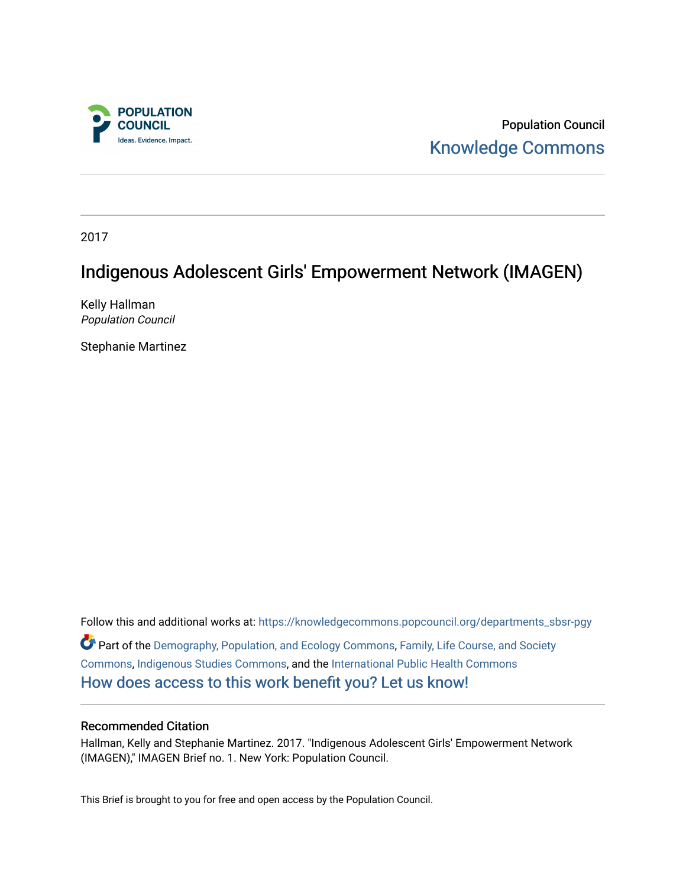Population Council

Knowledge Commons

2017

# Indigenous Adolescent Girls' Empowerment Network (IMAGEN)

Kelly Hallman
*Population Council*

Stephanie Martinez

Follow this and additional works at: https://knowledgecommons.popcouncil.org/departments_sbsr-pgy

Part of the Demography, Population, and Ecology Commons, Family, Life Course, and Society Commons, Indigenous Studies Commons, and the International Public Health Commons

How does access to this work benefit you? Let us know!

## Recommended Citation

Hallman, Kelly and Stephanie Martinez. 2017. "Indigenous Adolescent Girls' Empowerment Network (IMAGEN)," IMAGEN Brief no. 1. New York: Population Council.

This Brief is brought to you for free and open access by the Population Council.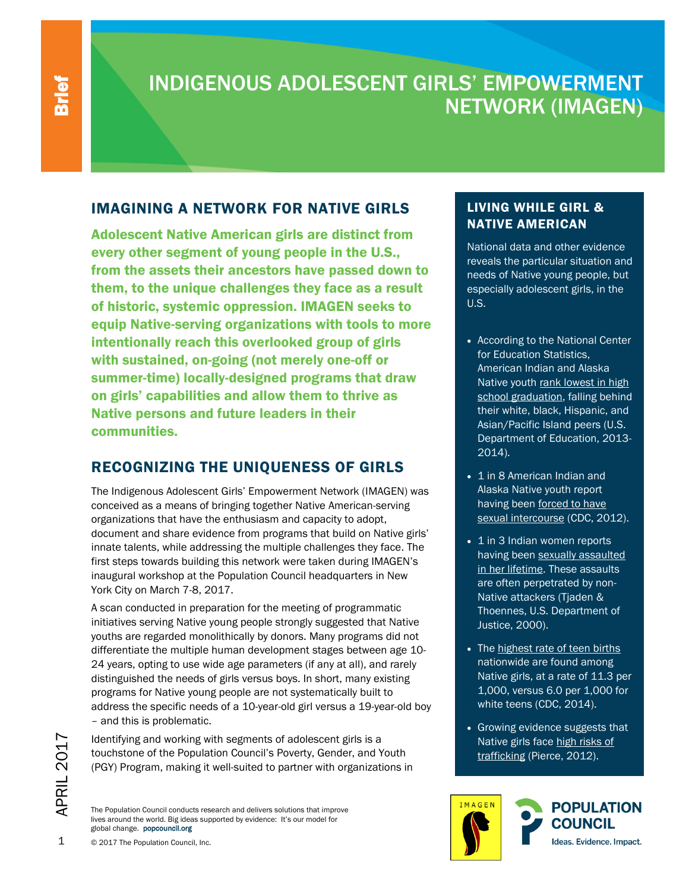# INDIGENOUS ADOLESCENT GIRLS' EMPOWERMENT NETWORK (IMAGEN)

## IMAGINING A NETWORK FOR NATIVE GIRLS

**Adolescent Native American girls are distinct from every other segment of young people in the U.S., from the assets their ancestors have passed down to them, to the unique challenges they face as a result of historic, systemic oppression. IMAGEN seeks to equip Native-serving organizations with tools to more intentionally reach this overlooked group of girls with sustained, on-going (not merely one-off or summer-time) locally-designed programs that draw on girls' capabilities and allow them to thrive as Native persons and future leaders in their communities.**

## RECOGNIZING THE UNIQUENESS OF GIRLS

The Indigenous Adolescent Girls' Empowerment Network (IMAGEN) was conceived as a means of bringing together Native American-serving organizations that have the enthusiasm and capacity to adopt, document and share evidence from programs that build on Native girls' innate talents, while addressing the multiple challenges they face. The first steps towards building this network were taken during IMAGEN's inaugural workshop at the Population Council headquarters in New York City on March 7-8, 2017.

A scan conducted in preparation for the meeting of programmatic initiatives serving Native young people strongly suggested that Native youths are regarded monolithically by donors. Many programs did not differentiate the multiple human development stages between age 10-24 years, opting to use wide age parameters (if any at all), and rarely distinguished the needs of girls versus boys. In short, many existing programs for Native young people are not systematically built to address the specific needs of a 10-year-old girl versus a 19-year-old boy – and this is problematic.

Identifying and working with segments of adolescent girls is a touchstone of the Population Council's Poverty, Gender, and Youth (PGY) Program, making it well-suited to partner with organizations in

## LIVING WHILE GIRL & NATIVE AMERICAN

National data and other evidence reveals the particular situation and needs of Native young people, but especially adolescent girls, in the U.S.

- According to the National Center for Education Statistics, American Indian and Alaska Native youth rank lowest in high school graduation, falling behind their white, black, Hispanic, and Asian/Pacific Island peers (U.S. Department of Education, 2013-2014).
- 1 in 8 American Indian and Alaska Native youth report having been forced to have sexual intercourse (CDC, 2012).
- 1 in 3 Indian women reports having been sexually assaulted in her lifetime. These assaults are often perpetrated by non-Native attackers (Tjaden & Thoennes, U.S. Department of Justice, 2000).
- The highest rate of teen births nationwide are found among Native girls, at a rate of 11.3 per 1,000, versus 6.0 per 1,000 for white teens (CDC, 2014).
- Growing evidence suggests that Native girls face high risks of trafficking (Pierce, 2012).

The Population Council conducts research and delivers solutions that improve lives around the world. Big ideas supported by evidence: It's our model for global change. popcouncil.org

© 2017 The Population Council, Inc.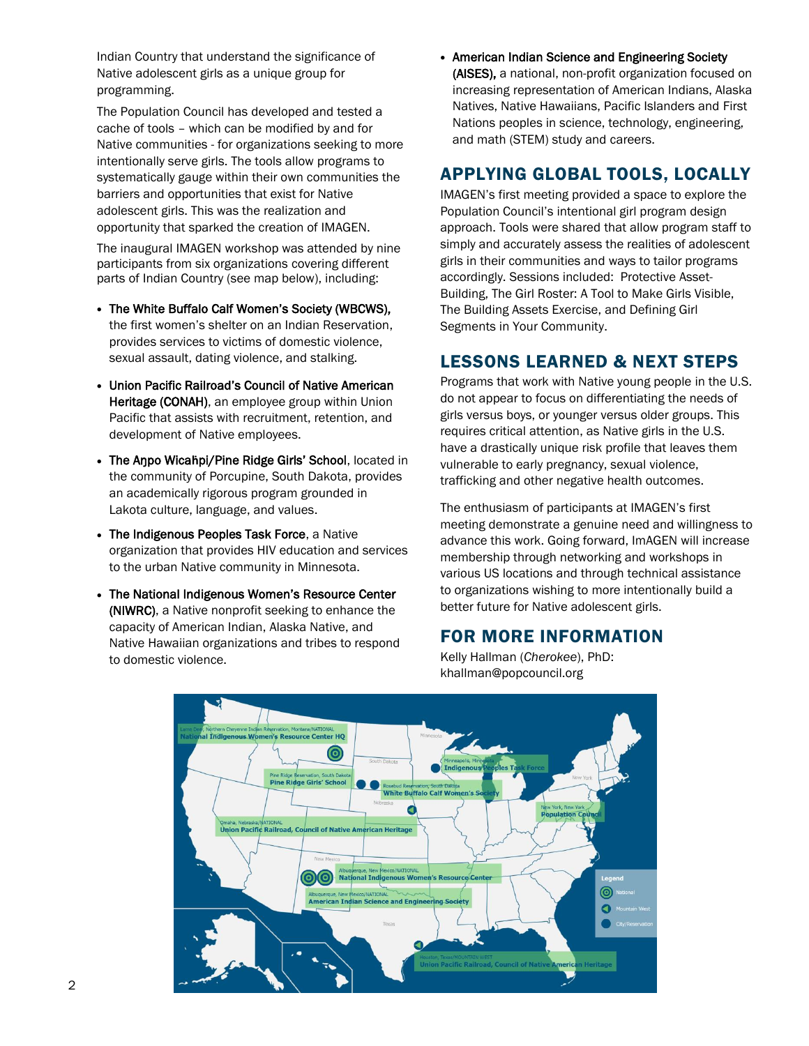Indian Country that understand the significance of Native adolescent girls as a unique group for programming.

The Population Council has developed and tested a cache of tools – which can be modified by and for Native communities - for organizations seeking to more intentionally serve girls. The tools allow programs to systematically gauge within their own communities the barriers and opportunities that exist for Native adolescent girls. This was the realization and opportunity that sparked the creation of IMAGEN.

The inaugural IMAGEN workshop was attended by nine participants from six organizations covering different parts of Indian Country (see map below), including:

- **The White Buffalo Calf Women's Society (WBCWS),** the first women's shelter on an Indian Reservation, provides services to victims of domestic violence, sexual assault, dating violence, and stalking.
- **Union Pacific Railroad's Council of Native American Heritage (CONAH)**, an employee group within Union Pacific that assists with recruitment, retention, and development of Native employees.
- **The Aŋpo Wicaȟpi/Pine Ridge Girls' School**, located in the community of Porcupine, South Dakota, provides an academically rigorous program grounded in Lakota culture, language, and values.
- **The Indigenous Peoples Task Force**, a Native organization that provides HIV education and services to the urban Native community in Minnesota.
- **The National Indigenous Women's Resource Center (NIWRC)**, a Native nonprofit seeking to enhance the capacity of American Indian, Alaska Native, and Native Hawaiian organizations and tribes to respond to domestic violence.
- **American Indian Science and Engineering Society (AISES),** a national, non-profit organization focused on increasing representation of American Indians, Alaska Natives, Native Hawaiians, Pacific Islanders and First Nations peoples in science, technology, engineering, and math (STEM) study and careers.

## APPLYING GLOBAL TOOLS, LOCALLY

IMAGEN's first meeting provided a space to explore the Population Council's intentional girl program design approach. Tools were shared that allow program staff to simply and accurately assess the realities of adolescent girls in their communities and ways to tailor programs accordingly. Sessions included: Protective Asset-Building, The Girl Roster: A Tool to Make Girls Visible, The Building Assets Exercise, and Defining Girl Segments in Your Community.

## LESSONS LEARNED & NEXT STEPS

Programs that work with Native young people in the U.S. do not appear to focus on differentiating the needs of girls versus boys, or younger versus older groups. This requires critical attention, as Native girls in the U.S. have a drastically unique risk profile that leaves them vulnerable to early pregnancy, sexual violence, trafficking and other negative health outcomes.

The enthusiasm of participants at IMAGEN's first meeting demonstrate a genuine need and willingness to advance this work. Going forward, ImAGEN will increase membership through networking and workshops in various US locations and through technical assistance to organizations wishing to more intentionally build a better future for Native adolescent girls.

## FOR MORE INFORMATION

Kelly Hallman (*Cherokee*), PhD:
khallman@popcouncil.org

Lame Deer, Northern Cheyenne Indian Reservation, Montana/NATIONAL
National Indigenous Women's Resource Center HQ

Pine Ridge Reservation, South Dakota
Pine Ridge Girls' School

Rosebud Reservation, South Dakota
White Buffalo Calf Women's Society

Minneapolis, Minnesota
Indigenous Peoples Task Force

New York, New York
Population Council

Omaha, Nebraska/NATIONAL
Union Pacific Railroad, Council of Native American Heritage

Albuquerque, New Mexico/NATIONAL
National Indigenous Women's Resource Center

Albuquerque, New Mexico/NATIONAL
American Indian Science and Engineering Society

Houston, Texas/MOUNTAIN WEST
Union Pacific Railroad, Council of Native American Heritage

Legend
National
Mountain West
City/Reservation